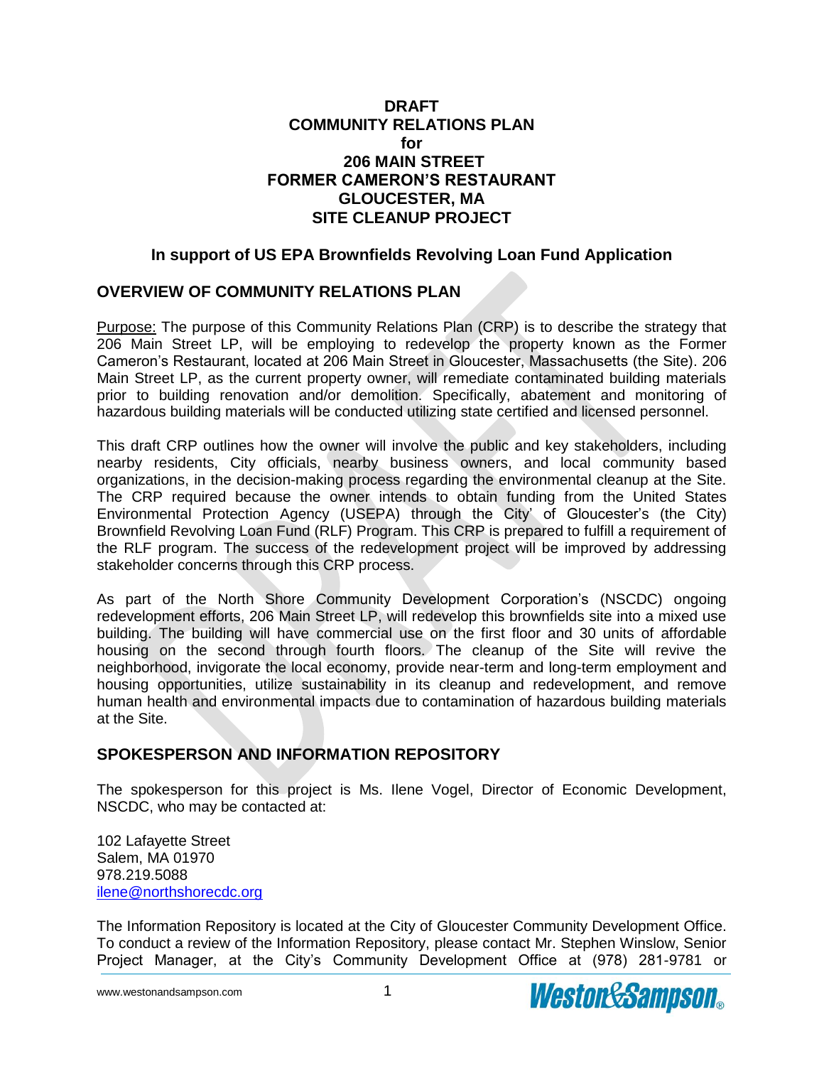# DRAFT COMMUNITY RELATIONS PLAN for 206 MAIN STREET FORMER CAMERON'S RESTAURANT GLOUCESTER, MA SITE CLEANUP PROJECT

### In support of US EPA Brownfields Revolving Loan Fund Application

## OVERVIEW OF COMMUNITY RELATIONS PLAN

Purpose: The purpose of this Community Relations Plan (CRP) is to describe the strategy that 206 Main Street LP, will be employing to redevelop the property known as the Former Cameron's Restaurant, located at 206 Main Street in Gloucester, Massachusetts (the Site). 206 Main Street LP, as the current property owner, will remediate contaminated building materials prior to building renovation and/or demolition. Specifically, abatement and monitoring of hazardous building materials will be conducted utilizing state certified and licensed personnel.

This draft CRP outlines how the owner will involve the public and key stakeholders, including nearby residents, City officials, nearby business owners, and local community based organizations, in the decision-making process regarding the environmental cleanup at the Site. The CRP required because the owner intends to obtain funding from the United States Environmental Protection Agency (USEPA) through the City' of Gloucester's (the City) Brownfield Revolving Loan Fund (RLF) Program. This CRP is prepared to fulfill a requirement of the RLF program. The success of the redevelopment project will be improved by addressing stakeholder concerns through this CRP process.

As part of the North Shore Community Development Corporation's (NSCDC) ongoing redevelopment efforts, 206 Main Street LP, will redevelop this brownfields site into a mixed use building. The building will have commercial use on the first floor and 30 units of affordable housing on the second through fourth floors. The cleanup of the Site will revive the neighborhood, invigorate the local economy, provide near-term and long-term employment and housing opportunities, utilize sustainability in its cleanup and redevelopment, and remove human health and environmental impacts due to contamination of hazardous building materials at the Site.

## SPOKESPERSON AND INFORMATION REPOSITORY

The spokesperson for this project is Ms. Ilene Vogel, Director of Economic Development, NSCDC, who may be contacted at:

102 Lafayette Street
Salem, MA 01970
978.219.5088
ilene@northshorecdc.org

The Information Repository is located at the City of Gloucester Community Development Office. To conduct a review of the Information Repository, please contact Mr. Stephen Winslow, Senior Project Manager, at the City's Community Development Office at (978) 281-9781 or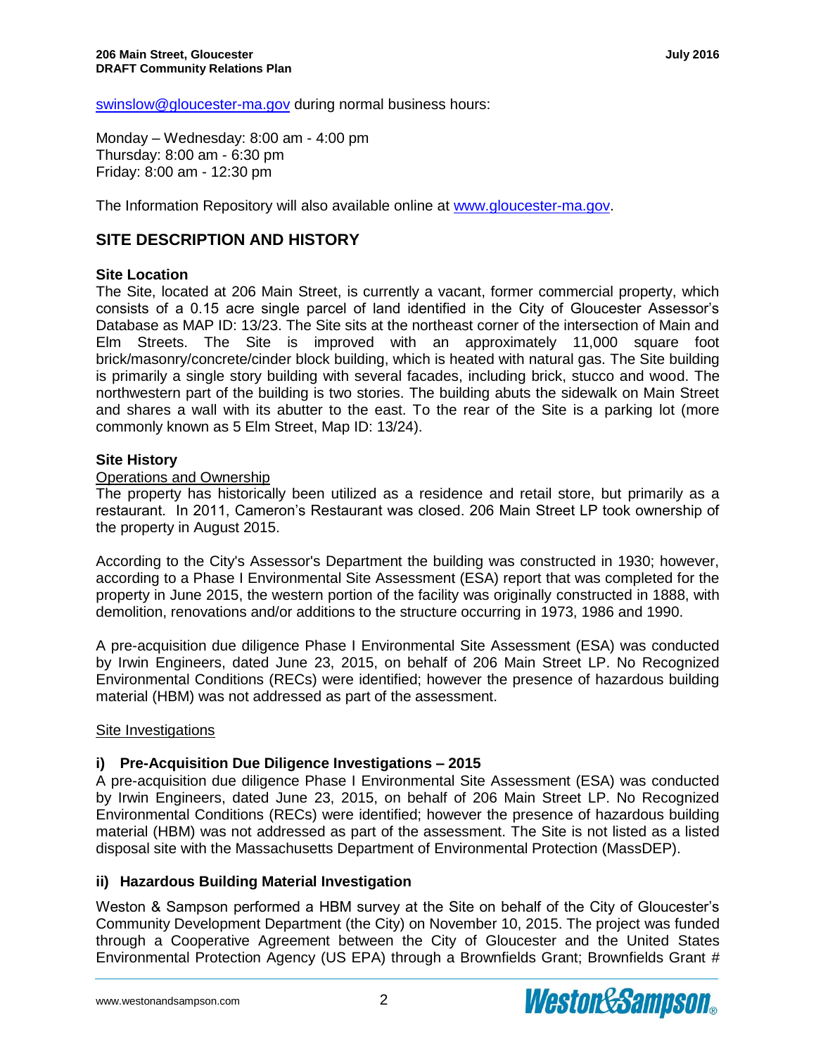swinslow@gloucester-ma.gov during normal business hours:

Monday – Wednesday: 8:00 am - 4:00 pm
Thursday: 8:00 am - 6:30 pm
Friday: 8:00 am - 12:30 pm

The Information Repository will also available online at www.gloucester-ma.gov.

## SITE DESCRIPTION AND HISTORY

### Site Location

The Site, located at 206 Main Street, is currently a vacant, former commercial property, which consists of a 0.15 acre single parcel of land identified in the City of Gloucester Assessor's Database as MAP ID: 13/23. The Site sits at the northeast corner of the intersection of Main and Elm Streets. The Site is improved with an approximately 11,000 square foot brick/masonry/concrete/cinder block building, which is heated with natural gas. The Site building is primarily a single story building with several facades, including brick, stucco and wood. The northwestern part of the building is two stories. The building abuts the sidewalk on Main Street and shares a wall with its abutter to the east. To the rear of the Site is a parking lot (more commonly known as 5 Elm Street, Map ID: 13/24).

### Site History

Operations and Ownership

The property has historically been utilized as a residence and retail store, but primarily as a restaurant. In 2011, Cameron's Restaurant was closed. 206 Main Street LP took ownership of the property in August 2015.

According to the City's Assessor's Department the building was constructed in 1930; however, according to a Phase I Environmental Site Assessment (ESA) report that was completed for the property in June 2015, the western portion of the facility was originally constructed in 1888, with demolition, renovations and/or additions to the structure occurring in 1973, 1986 and 1990.

A pre-acquisition due diligence Phase I Environmental Site Assessment (ESA) was conducted by Irwin Engineers, dated June 23, 2015, on behalf of 206 Main Street LP. No Recognized Environmental Conditions (RECs) were identified; however the presence of hazardous building material (HBM) was not addressed as part of the assessment.

Site Investigations

#### i) Pre-Acquisition Due Diligence Investigations – 2015

A pre-acquisition due diligence Phase I Environmental Site Assessment (ESA) was conducted by Irwin Engineers, dated June 23, 2015, on behalf of 206 Main Street LP. No Recognized Environmental Conditions (RECs) were identified; however the presence of hazardous building material (HBM) was not addressed as part of the assessment. The Site is not listed as a listed disposal site with the Massachusetts Department of Environmental Protection (MassDEP).

#### ii) Hazardous Building Material Investigation

Weston & Sampson performed a HBM survey at the Site on behalf of the City of Gloucester's Community Development Department (the City) on November 10, 2015. The project was funded through a Cooperative Agreement between the City of Gloucester and the United States Environmental Protection Agency (US EPA) through a Brownfields Grant; Brownfields Grant #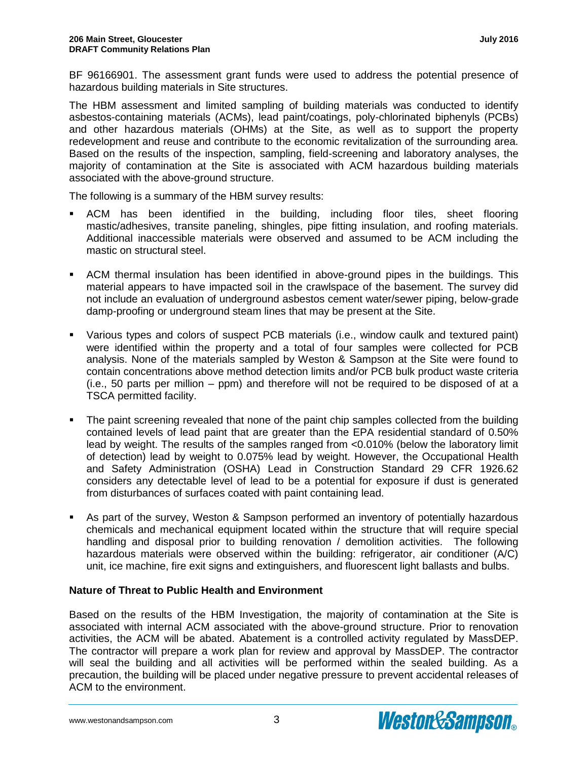BF 96166901. The assessment grant funds were used to address the potential presence of hazardous building materials in Site structures.

The HBM assessment and limited sampling of building materials was conducted to identify asbestos-containing materials (ACMs), lead paint/coatings, poly-chlorinated biphenyls (PCBs) and other hazardous materials (OHMs) at the Site, as well as to support the property redevelopment and reuse and contribute to the economic revitalization of the surrounding area. Based on the results of the inspection, sampling, field-screening and laboratory analyses, the majority of contamination at the Site is associated with ACM hazardous building materials associated with the above-ground structure.

The following is a summary of the HBM survey results:

- ACM has been identified in the building, including floor tiles, sheet flooring mastic/adhesives, transite paneling, shingles, pipe fitting insulation, and roofing materials. Additional inaccessible materials were observed and assumed to be ACM including the mastic on structural steel.
- ACM thermal insulation has been identified in above-ground pipes in the buildings. This material appears to have impacted soil in the crawlspace of the basement. The survey did not include an evaluation of underground asbestos cement water/sewer piping, below-grade damp-proofing or underground steam lines that may be present at the Site.
- Various types and colors of suspect PCB materials (i.e., window caulk and textured paint) were identified within the property and a total of four samples were collected for PCB analysis. None of the materials sampled by Weston & Sampson at the Site were found to contain concentrations above method detection limits and/or PCB bulk product waste criteria (i.e., 50 parts per million – ppm) and therefore will not be required to be disposed of at a TSCA permitted facility.
- The paint screening revealed that none of the paint chip samples collected from the building contained levels of lead paint that are greater than the EPA residential standard of 0.50% lead by weight. The results of the samples ranged from <0.010% (below the laboratory limit of detection) lead by weight to 0.075% lead by weight. However, the Occupational Health and Safety Administration (OSHA) Lead in Construction Standard 29 CFR 1926.62 considers any detectable level of lead to be a potential for exposure if dust is generated from disturbances of surfaces coated with paint containing lead.
- As part of the survey, Weston & Sampson performed an inventory of potentially hazardous chemicals and mechanical equipment located within the structure that will require special handling and disposal prior to building renovation / demolition activities. The following hazardous materials were observed within the building: refrigerator, air conditioner (A/C) unit, ice machine, fire exit signs and extinguishers, and fluorescent light ballasts and bulbs.

**Nature of Threat to Public Health and Environment**

Based on the results of the HBM Investigation, the majority of contamination at the Site is associated with internal ACM associated with the above-ground structure. Prior to renovation activities, the ACM will be abated. Abatement is a controlled activity regulated by MassDEP. The contractor will prepare a work plan for review and approval by MassDEP. The contractor will seal the building and all activities will be performed within the sealed building. As a precaution, the building will be placed under negative pressure to prevent accidental releases of ACM to the environment.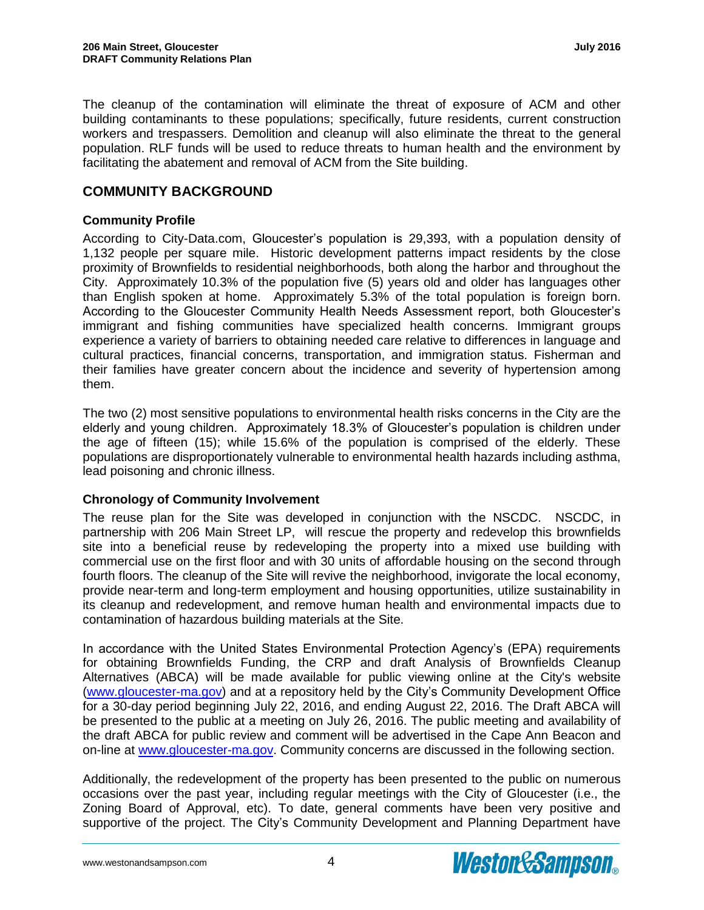The cleanup of the contamination will eliminate the threat of exposure of ACM and other building contaminants to these populations; specifically, future residents, current construction workers and trespassers. Demolition and cleanup will also eliminate the threat to the general population. RLF funds will be used to reduce threats to human health and the environment by facilitating the abatement and removal of ACM from the Site building.

## COMMUNITY BACKGROUND

### Community Profile

According to City-Data.com, Gloucester's population is 29,393, with a population density of 1,132 people per square mile. Historic development patterns impact residents by the close proximity of Brownfields to residential neighborhoods, both along the harbor and throughout the City. Approximately 10.3% of the population five (5) years old and older has languages other than English spoken at home. Approximately 5.3% of the total population is foreign born. According to the Gloucester Community Health Needs Assessment report, both Gloucester's immigrant and fishing communities have specialized health concerns. Immigrant groups experience a variety of barriers to obtaining needed care relative to differences in language and cultural practices, financial concerns, transportation, and immigration status. Fisherman and their families have greater concern about the incidence and severity of hypertension among them.

The two (2) most sensitive populations to environmental health risks concerns in the City are the elderly and young children. Approximately 18.3% of Gloucester's population is children under the age of fifteen (15); while 15.6% of the population is comprised of the elderly. These populations are disproportionately vulnerable to environmental health hazards including asthma, lead poisoning and chronic illness.

### Chronology of Community Involvement

The reuse plan for the Site was developed in conjunction with the NSCDC. NSCDC, in partnership with 206 Main Street LP, will rescue the property and redevelop this brownfields site into a beneficial reuse by redeveloping the property into a mixed use building with commercial use on the first floor and with 30 units of affordable housing on the second through fourth floors. The cleanup of the Site will revive the neighborhood, invigorate the local economy, provide near-term and long-term employment and housing opportunities, utilize sustainability in its cleanup and redevelopment, and remove human health and environmental impacts due to contamination of hazardous building materials at the Site.

In accordance with the United States Environmental Protection Agency's (EPA) requirements for obtaining Brownfields Funding, the CRP and draft Analysis of Brownfields Cleanup Alternatives (ABCA) will be made available for public viewing online at the City's website ([www.gloucester-ma.gov](www.gloucester-ma.gov)) and at a repository held by the City's Community Development Office for a 30-day period beginning July 22, 2016, and ending August 22, 2016. The Draft ABCA will be presented to the public at a meeting on July 26, 2016. The public meeting and availability of the draft ABCA for public review and comment will be advertised in the Cape Ann Beacon and on-line at [www.gloucester-ma.gov](www.gloucester-ma.gov). Community concerns are discussed in the following section.

Additionally, the redevelopment of the property has been presented to the public on numerous occasions over the past year, including regular meetings with the City of Gloucester (i.e., the Zoning Board of Approval, etc). To date, general comments have been very positive and supportive of the project. The City's Community Development and Planning Department have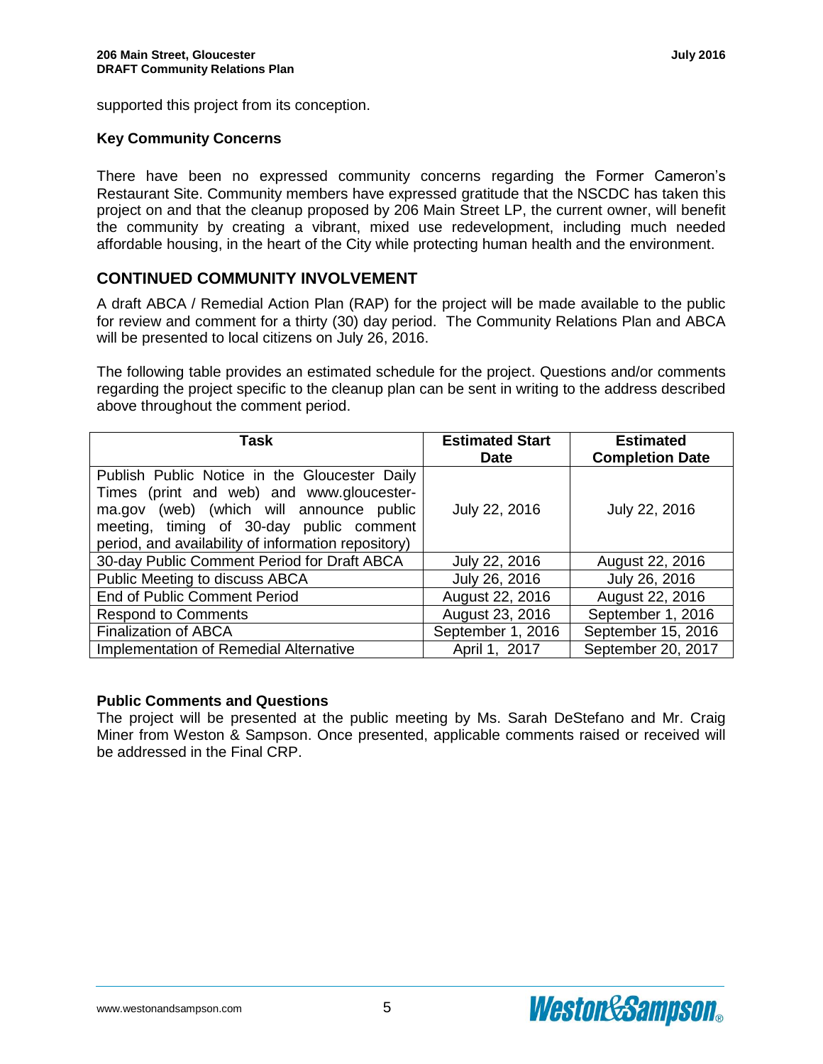supported this project from its conception.

**Key Community Concerns**

There have been no expressed community concerns regarding the Former Cameron's Restaurant Site. Community members have expressed gratitude that the NSCDC has taken this project on and that the cleanup proposed by 206 Main Street LP, the current owner, will benefit the community by creating a vibrant, mixed use redevelopment, including much needed affordable housing, in the heart of the City while protecting human health and the environment.

## CONTINUED COMMUNITY INVOLVEMENT

A draft ABCA / Remedial Action Plan (RAP) for the project will be made available to the public for review and comment for a thirty (30) day period. The Community Relations Plan and ABCA will be presented to local citizens on July 26, 2016.

The following table provides an estimated schedule for the project. Questions and/or comments regarding the project specific to the cleanup plan can be sent in writing to the address described above throughout the comment period.

| Task | Estimated Start Date | Estimated Completion Date |
|---|---|---|
| Publish Public Notice in the Gloucester Daily Times (print and web) and www.gloucester-ma.gov (web) (which will announce public meeting, timing of 30-day public comment period, and availability of information repository) | July 22, 2016 | July 22, 2016 |
| 30-day Public Comment Period for Draft ABCA | July 22, 2016 | August 22, 2016 |
| Public Meeting to discuss ABCA | July 26, 2016 | July 26, 2016 |
| End of Public Comment Period | August 22, 2016 | August 22, 2016 |
| Respond to Comments | August 23, 2016 | September 1, 2016 |
| Finalization of ABCA | September 1, 2016 | September 15, 2016 |
| Implementation of Remedial Alternative | April 1, 2017 | September 20, 2017 |

**Public Comments and Questions**

The project will be presented at the public meeting by Ms. Sarah DeStefano and Mr. Craig Miner from Weston & Sampson. Once presented, applicable comments raised or received will be addressed in the Final CRP.